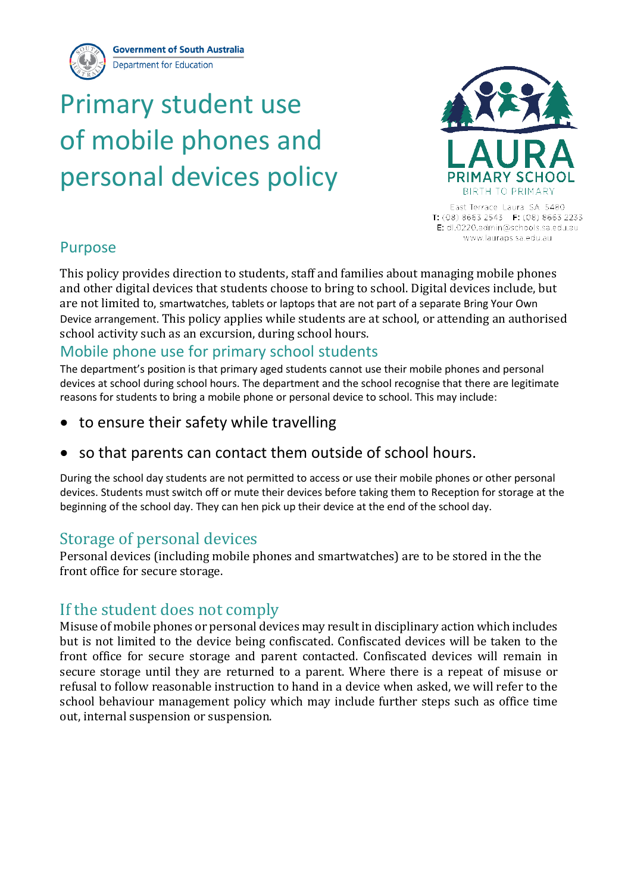Government of South Australia
Department for Education

# Primary student use of mobile phones and personal devices policy

LAURA PRIMARY SCHOOL
BIRTH TO PRIMARY

East Terrace Laura SA 5480
**T:** (08) 8663 2543 **F:** (08) 8663 2233
**E:** dl.0220.admin@schools.sa.edu.au
www.lauraps.sa.edu.au

## Purpose

This policy provides direction to students, staff and families about managing mobile phones and other digital devices that students choose to bring to school. Digital devices include, but are not limited to, smartwatches, tablets or laptops that are not part of a separate Bring Your Own Device arrangement. This policy applies while students are at school, or attending an authorised school activity such as an excursion, during school hours.

## Mobile phone use for primary school students

The department's position is that primary aged students cannot use their mobile phones and personal devices at school during school hours. The department and the school recognise that there are legitimate reasons for students to bring a mobile phone or personal device to school. This may include:

- to ensure their safety while travelling
- so that parents can contact them outside of school hours.

During the school day students are not permitted to access or use their mobile phones or other personal devices. Students must switch off or mute their devices before taking them to Reception for storage at the beginning of the school day. They can hen pick up their device at the end of the school day.

## Storage of personal devices

Personal devices (including mobile phones and smartwatches) are to be stored in the the front office for secure storage.

## If the student does not comply

Misuse of mobile phones or personal devices may result in disciplinary action which includes but is not limited to the device being confiscated. Confiscated devices will be taken to the front office for secure storage and parent contacted. Confiscated devices will remain in secure storage until they are returned to a parent. Where there is a repeat of misuse or refusal to follow reasonable instruction to hand in a device when asked, we will refer to the school behaviour management policy which may include further steps such as office time out, internal suspension or suspension.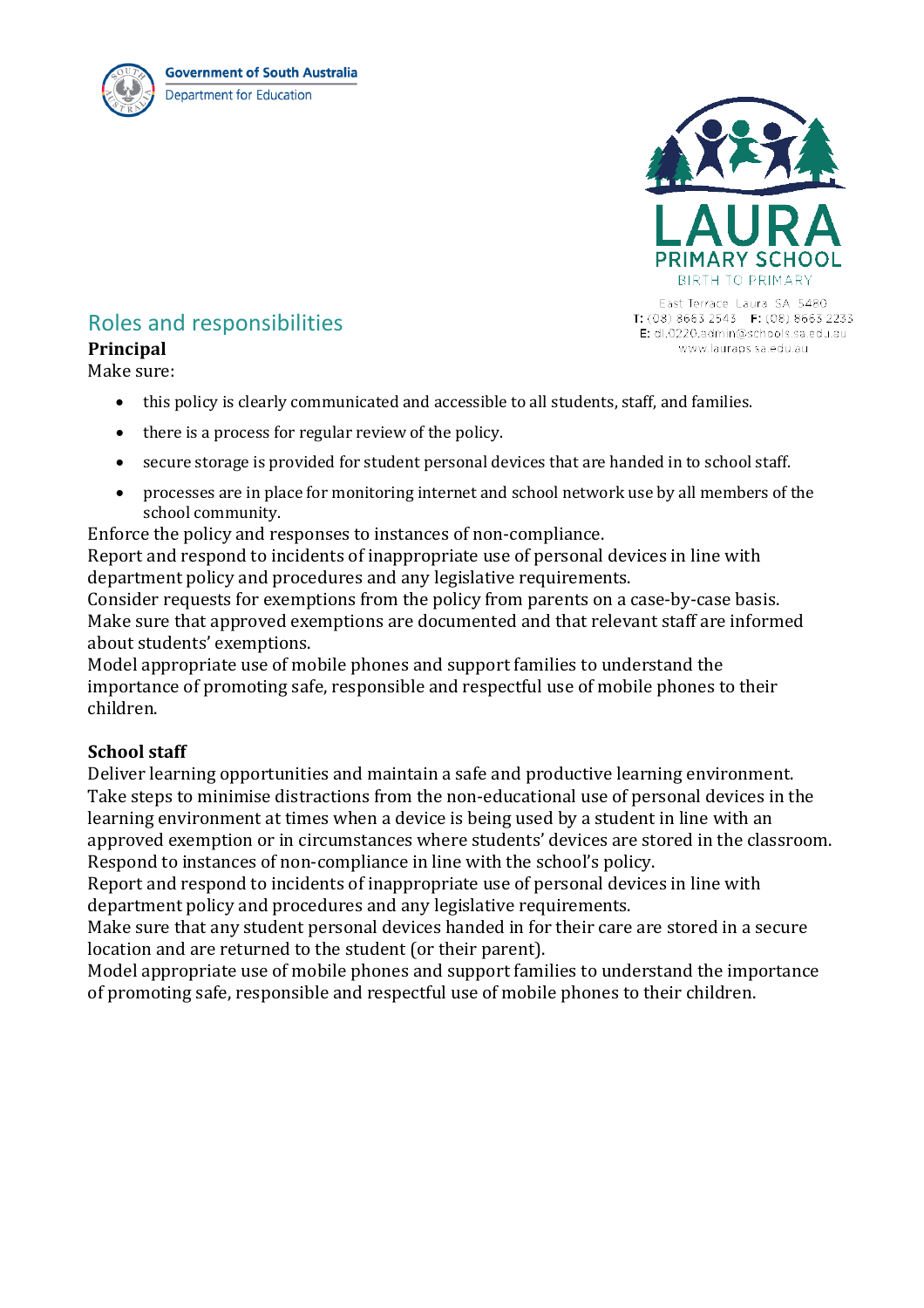## Roles and responsibilities

**Principal**

Make sure:

- this policy is clearly communicated and accessible to all students, staff, and families.
- there is a process for regular review of the policy.
- secure storage is provided for student personal devices that are handed in to school staff.
- processes are in place for monitoring internet and school network use by all members of the school community.

Enforce the policy and responses to instances of non-compliance.

Report and respond to incidents of inappropriate use of personal devices in line with department policy and procedures and any legislative requirements.

Consider requests for exemptions from the policy from parents on a case-by-case basis.

Make sure that approved exemptions are documented and that relevant staff are informed about students' exemptions.

Model appropriate use of mobile phones and support families to understand the importance of promoting safe, responsible and respectful use of mobile phones to their children.

**School staff**

Deliver learning opportunities and maintain a safe and productive learning environment.

Take steps to minimise distractions from the non-educational use of personal devices in the learning environment at times when a device is being used by a student in line with an approved exemption or in circumstances where students' devices are stored in the classroom.

Respond to instances of non-compliance in line with the school's policy.

Report and respond to incidents of inappropriate use of personal devices in line with department policy and procedures and any legislative requirements.

Make sure that any student personal devices handed in for their care are stored in a secure location and are returned to the student (or their parent).

Model appropriate use of mobile phones and support families to understand the importance of promoting safe, responsible and respectful use of mobile phones to their children.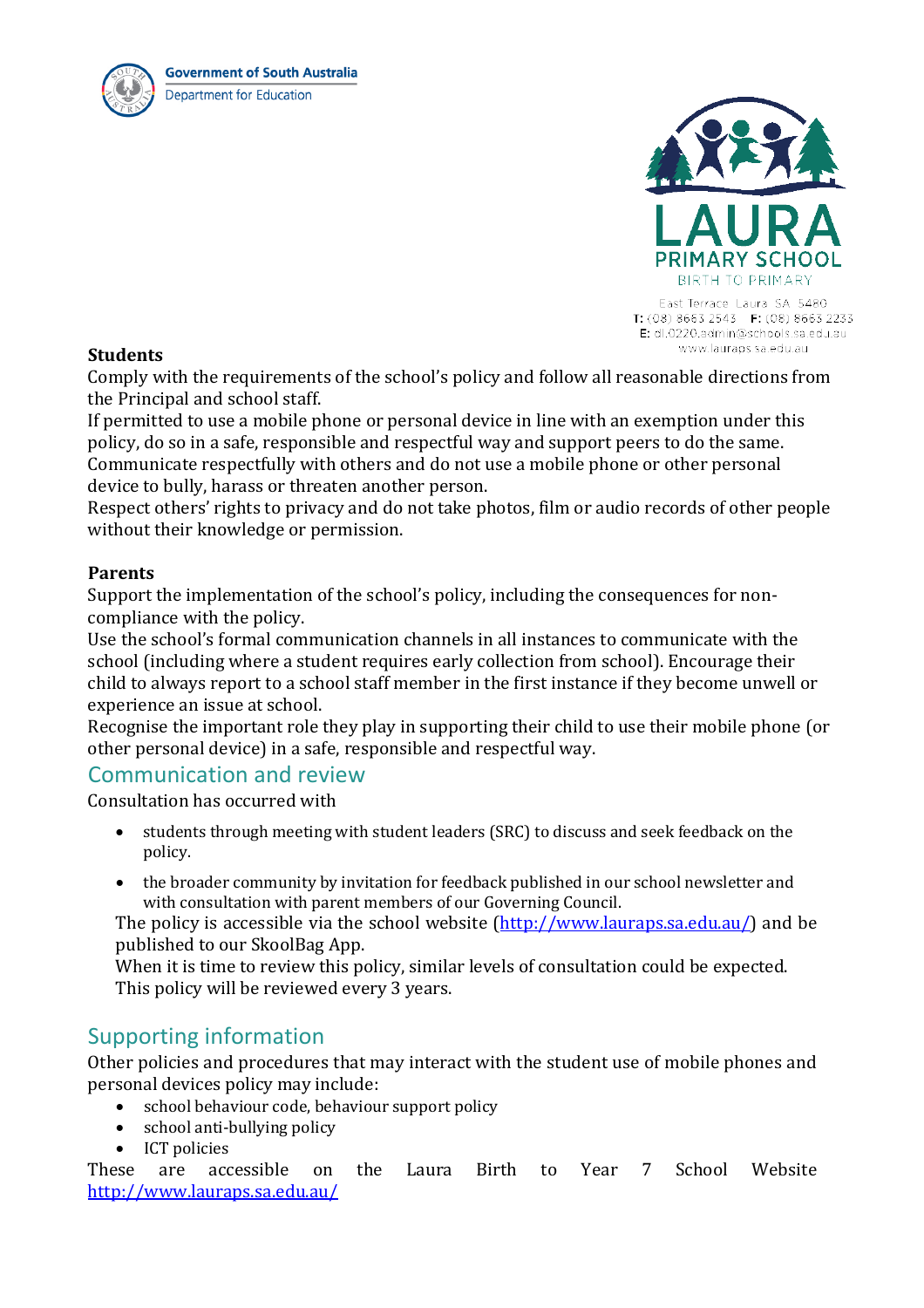**Students**

Comply with the requirements of the school's policy and follow all reasonable directions from the Principal and school staff.

If permitted to use a mobile phone or personal device in line with an exemption under this policy, do so in a safe, responsible and respectful way and support peers to do the same.

Communicate respectfully with others and do not use a mobile phone or other personal device to bully, harass or threaten another person.

Respect others' rights to privacy and do not take photos, film or audio records of other people without their knowledge or permission.

**Parents**

Support the implementation of the school's policy, including the consequences for non-compliance with the policy.

Use the school's formal communication channels in all instances to communicate with the school (including where a student requires early collection from school). Encourage their child to always report to a school staff member in the first instance if they become unwell or experience an issue at school.

Recognise the important role they play in supporting their child to use their mobile phone (or other personal device) in a safe, responsible and respectful way.

## Communication and review

Consultation has occurred with

- students through meeting with student leaders (SRC) to discuss and seek feedback on the policy.
- the broader community by invitation for feedback published in our school newsletter and with consultation with parent members of our Governing Council.

The policy is accessible via the school website (http://www.lauraps.sa.edu.au/) and be published to our SkoolBag App.

When it is time to review this policy, similar levels of consultation could be expected. This policy will be reviewed every 3 years.

## Supporting information

Other policies and procedures that may interact with the student use of mobile phones and personal devices policy may include:

- school behaviour code, behaviour support policy
- school anti-bullying policy
- ICT policies

These are accessible on the Laura Birth to Year 7 School Website http://www.lauraps.sa.edu.au/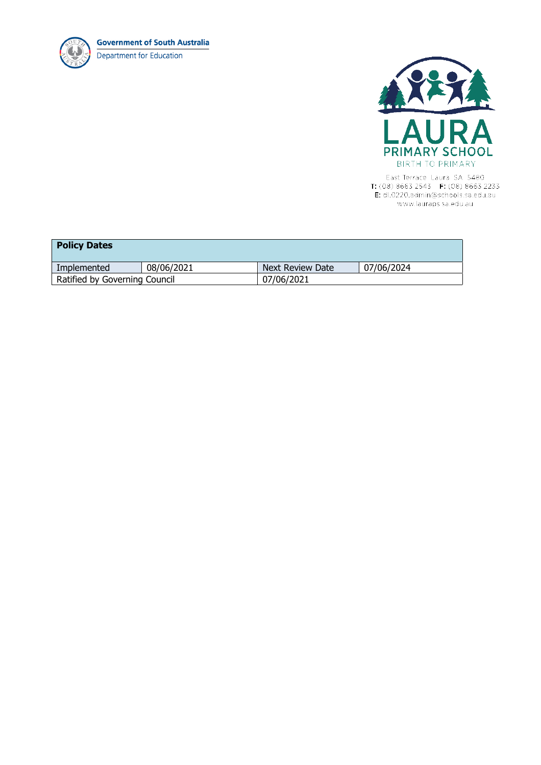Government of South Australia
Department for Education

LARA
PRIMARY SCHOOL
BIRTH TO PRIMARY

East Terrace Laura SA 5480
T: (08) 8663 2543 F: (08) 8663 2233
E: dl.0220.admin@schools.sa.edu.au
www.lauraps.sa.edu.au

| Policy Dates | | | |
|---|---|---|---|
| Implemented | 08/06/2021 | Next Review Date | 07/06/2024 |
| Ratified by Governing Council | | 07/06/2021 | |